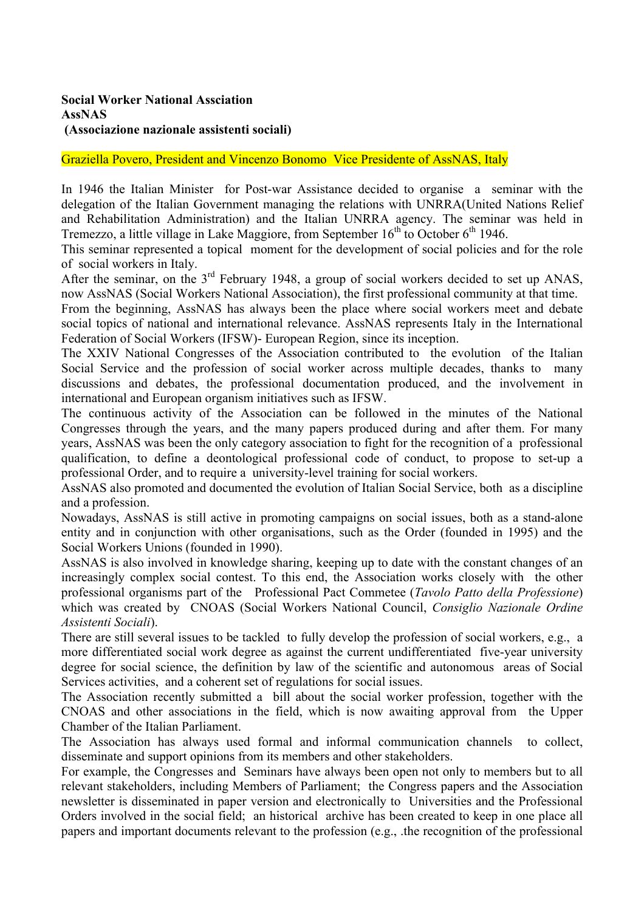**Social Worker National Assciation**
**AssNAS**
**(Associazione nazionale assistenti sociali)**

Graziella Povero, President and Vincenzo Bonomo Vice Presidente of AssNAS, Italy

In 1946 the Italian Minister for Post-war Assistance decided to organise a seminar with the delegation of the Italian Government managing the relations with UNRRA(United Nations Relief and Rehabilitation Administration) and the Italian UNRRA agency. The seminar was held in Tremezzo, a little village in Lake Maggiore, from September 16th to October 6th 1946.

This seminar represented a topical moment for the development of social policies and for the role of social workers in Italy.

After the seminar, on the 3rd February 1948, a group of social workers decided to set up ANAS, now AssNAS (Social Workers National Association), the first professional community at that time.

From the beginning, AssNAS has always been the place where social workers meet and debate social topics of national and international relevance. AssNAS represents Italy in the International Federation of Social Workers (IFSW)- European Region, since its inception.

The XXIV National Congresses of the Association contributed to the evolution of the Italian Social Service and the profession of social worker across multiple decades, thanks to many discussions and debates, the professional documentation produced, and the involvement in international and European organism initiatives such as IFSW.

The continuous activity of the Association can be followed in the minutes of the National Congresses through the years, and the many papers produced during and after them. For many years, AssNAS was been the only category association to fight for the recognition of a professional qualification, to define a deontological professional code of conduct, to propose to set-up a professional Order, and to require a university-level training for social workers.

AssNAS also promoted and documented the evolution of Italian Social Service, both as a discipline and a profession.

Nowadays, AssNAS is still active in promoting campaigns on social issues, both as a stand-alone entity and in conjunction with other organisations, such as the Order (founded in 1995) and the Social Workers Unions (founded in 1990).

AssNAS is also involved in knowledge sharing, keeping up to date with the constant changes of an increasingly complex social contest. To this end, the Association works closely with the other professional organisms part of the Professional Pact Commetee (*Tavolo Patto della Professione*) which was created by CNOAS (Social Workers National Council, *Consiglio Nazionale Ordine Assistenti Sociali*).

There are still several issues to be tackled to fully develop the profession of social workers, e.g., a more differentiated social work degree as against the current undifferentiated five-year university degree for social science, the definition by law of the scientific and autonomous areas of Social Services activities, and a coherent set of regulations for social issues.

The Association recently submitted a bill about the social worker profession, together with the CNOAS and other associations in the field, which is now awaiting approval from the Upper Chamber of the Italian Parliament.

The Association has always used formal and informal communication channels to collect, disseminate and support opinions from its members and other stakeholders.

For example, the Congresses and Seminars have always been open not only to members but to all relevant stakeholders, including Members of Parliament; the Congress papers and the Association newsletter is disseminated in paper version and electronically to Universities and the Professional Orders involved in the social field; an historical archive has been created to keep in one place all papers and important documents relevant to the profession (e.g., .the recognition of the professional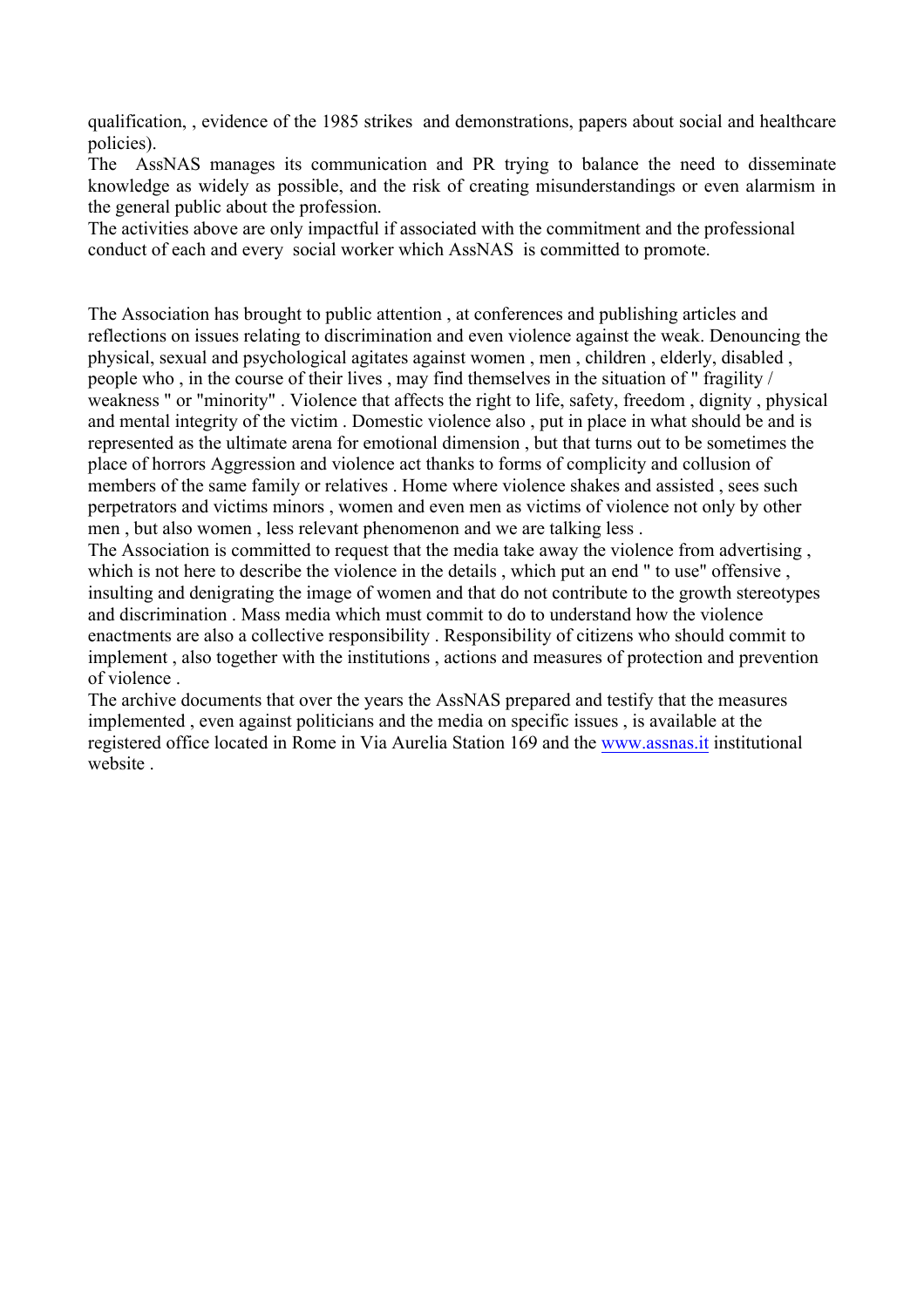qualification, , evidence of the 1985 strikes and demonstrations, papers about social and healthcare policies).

The AssNAS manages its communication and PR trying to balance the need to disseminate knowledge as widely as possible, and the risk of creating misunderstandings or even alarmism in the general public about the profession.

The activities above are only impactful if associated with the commitment and the professional conduct of each and every social worker which AssNAS is committed to promote.

The Association has brought to public attention , at conferences and publishing articles and reflections on issues relating to discrimination and even violence against the weak. Denouncing the physical, sexual and psychological agitates against women , men , children , elderly, disabled , people who , in the course of their lives , may find themselves in the situation of " fragility / weakness " or "minority" . Violence that affects the right to life, safety, freedom , dignity , physical and mental integrity of the victim . Domestic violence also , put in place in what should be and is represented as the ultimate arena for emotional dimension , but that turns out to be sometimes the place of horrors Aggression and violence act thanks to forms of complicity and collusion of members of the same family or relatives . Home where violence shakes and assisted , sees such perpetrators and victims minors , women and even men as victims of violence not only by other men , but also women , less relevant phenomenon and we are talking less .

The Association is committed to request that the media take away the violence from advertising , which is not here to describe the violence in the details , which put an end " to use" offensive , insulting and denigrating the image of women and that do not contribute to the growth stereotypes and discrimination . Mass media which must commit to do to understand how the violence enactments are also a collective responsibility . Responsibility of citizens who should commit to implement , also together with the institutions , actions and measures of protection and prevention of violence .

The archive documents that over the years the AssNAS prepared and testify that the measures implemented , even against politicians and the media on specific issues , is available at the registered office located in Rome in Via Aurelia Station 169 and the www.assnas.it institutional website .